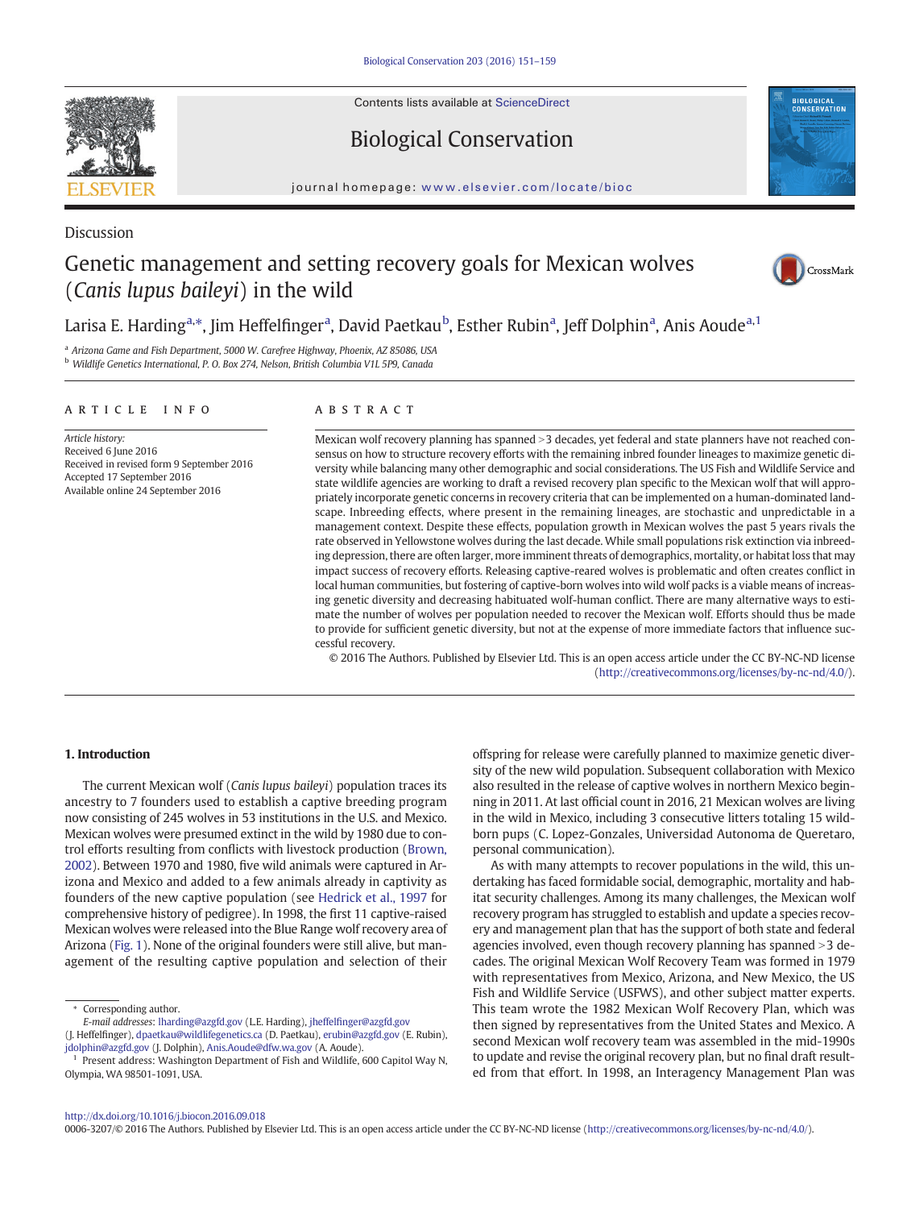Discussion

# Genetic management and setting recovery goals for Mexican wolves (*Canis lupus baileyi*) in the wild

Larisa E. Harding[a,*], Jim Heffelfinger[a], David Paetkau[b], Esther Rubin[a], Jeff Dolphin[a], Anis Aoude[a,1]

[a] Arizona Game and Fish Department, 5000 W. Carefree Highway, Phoenix, AZ 85086, USA
[b] Wildlife Genetics International, P. O. Box 274, Nelson, British Columbia V1L 5P9, Canada

## ARTICLE INFO

*Article history:*
Received 6 June 2016
Received in revised form 9 September 2016
Accepted 17 September 2016
Available online 24 September 2016

## ABSTRACT

Mexican wolf recovery planning has spanned >3 decades, yet federal and state planners have not reached consensus on how to structure recovery efforts with the remaining inbred founder lineages to maximize genetic diversity while balancing many other demographic and social considerations. The US Fish and Wildlife Service and state wildlife agencies are working to draft a revised recovery plan specific to the Mexican wolf that will appropriately incorporate genetic concerns in recovery criteria that can be implemented on a human-dominated landscape. Inbreeding effects, where present in the remaining lineages, are stochastic and unpredictable in a management context. Despite these effects, population growth in Mexican wolves the past 5 years rivals the rate observed in Yellowstone wolves during the last decade. While small populations risk extinction via inbreeding depression, there are often larger, more imminent threats of demographics, mortality, or habitat loss that may impact success of recovery efforts. Releasing captive-reared wolves is problematic and often creates conflict in local human communities, but fostering of captive-born wolves into wild wolf packs is a viable means of increasing genetic diversity and decreasing habituated wolf-human conflict. There are many alternative ways to estimate the number of wolves per population needed to recover the Mexican wolf. Efforts should thus be made to provide for sufficient genetic diversity, but not at the expense of more immediate factors that influence successful recovery.

© 2016 The Authors. Published by Elsevier Ltd. This is an open access article under the CC BY-NC-ND license (http://creativecommons.org/licenses/by-nc-nd/4.0/).

## 1. Introduction

The current Mexican wolf (*Canis lupus baileyi*) population traces its ancestry to 7 founders used to establish a captive breeding program now consisting of 245 wolves in 53 institutions in the U.S. and Mexico. Mexican wolves were presumed extinct in the wild by 1980 due to control efforts resulting from conflicts with livestock production (Brown, 2002). Between 1970 and 1980, five wild animals were captured in Arizona and Mexico and added to a few animals already in captivity as founders of the new captive population (see Hedrick et al., 1997 for comprehensive history of pedigree). In 1998, the first 11 captive-raised Mexican wolves were released into the Blue Range wolf recovery area of Arizona (Fig. 1). None of the original founders were still alive, but management of the resulting captive population and selection of their offspring for release were carefully planned to maximize genetic diversity of the new wild population. Subsequent collaboration with Mexico also resulted in the release of captive wolves in northern Mexico beginning in 2011. At last official count in 2016, 21 Mexican wolves are living in the wild in Mexico, including 3 consecutive litters totaling 15 wild-born pups (C. Lopez-Gonzales, Universidad Autonoma de Queretaro, personal communication).

As with many attempts to recover populations in the wild, this undertaking has faced formidable social, demographic, mortality and habitat security challenges. Among its many challenges, the Mexican wolf recovery program has struggled to establish and update a species recovery and management plan that has the support of both state and federal agencies involved, even though recovery planning has spanned >3 decades. The original Mexican Wolf Recovery Team was formed in 1979 with representatives from Mexico, Arizona, and New Mexico, the US Fish and Wildlife Service (USFWS), and other subject matter experts. This team wrote the 1982 Mexican Wolf Recovery Plan, which was then signed by representatives from the United States and Mexico. A second Mexican wolf recovery team was assembled in the mid-1990s to update and revise the original recovery plan, but no final draft resulted from that effort. In 1998, an Interagency Management Plan was

---

* Corresponding author.
*E-mail addresses*: lharding@azgfd.gov (L.E. Harding), jheffelfinger@azgfd.gov (J. Heffelfinger), dpaetkau@wildlifegenetics.ca (D. Paetkau), erubin@azgfd.gov (E. Rubin), jdolphin@azgfd.gov (J. Dolphin), Anis.Aoude@dfw.wa.gov (A. Aoude).
[1] Present address: Washington Department of Fish and Wildlife, 600 Capitol Way N, Olympia, WA 98501-1091, USA.

http://dx.doi.org/10.1016/j.biocon.2016.09.018
0006-3207/© 2016 The Authors. Published by Elsevier Ltd. This is an open access article under the CC BY-NC-ND license (http://creativecommons.org/licenses/by-nc-nd/4.0/).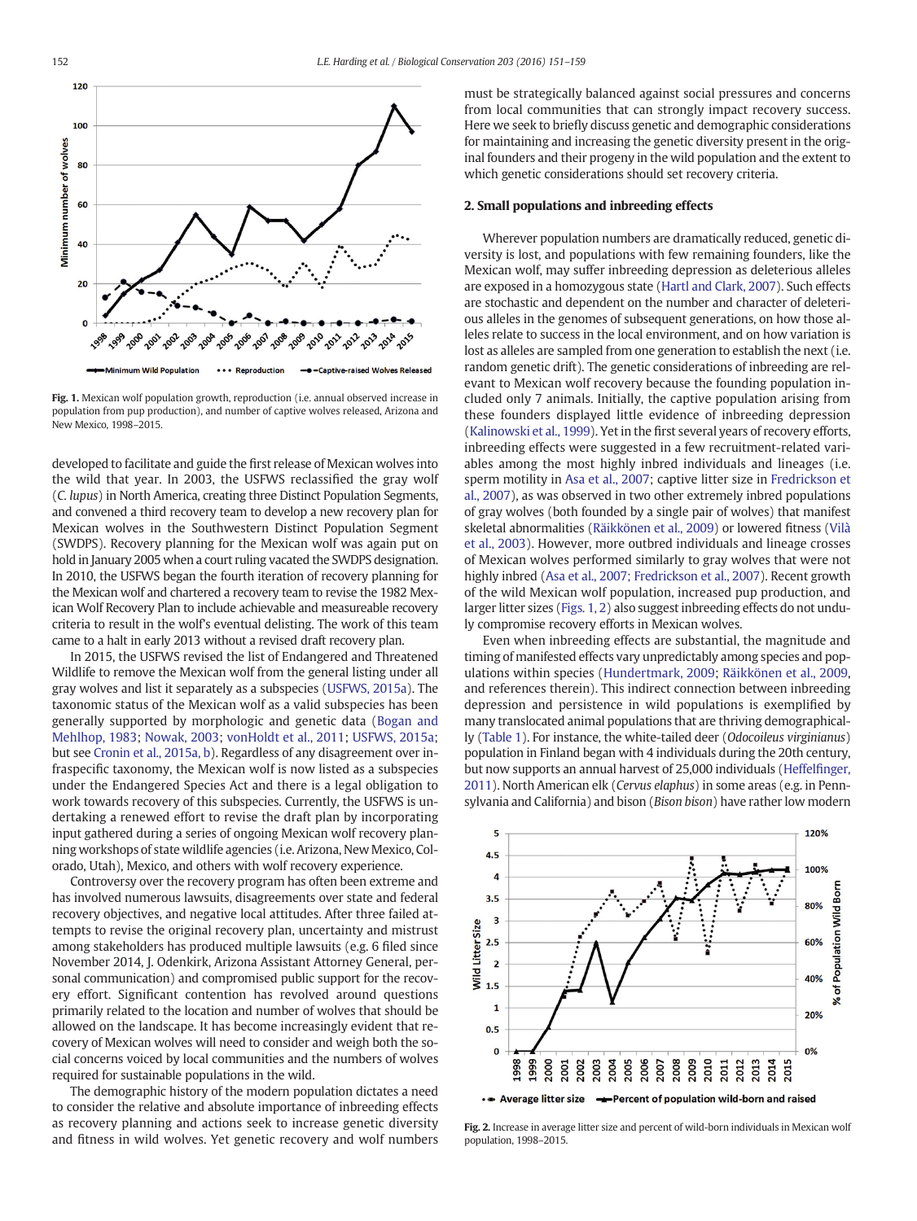120
100
80
60
40
20
0
Minimum number of wolves
1998 1999 2000 2001 2002 2003 2004 2005 2006 2007 2008 2009 2010 2011 2012 2013 2014 2015
Minimum Wild Population
Reproduction
Captive-raised Wolves Released

**Fig. 1.** Mexican wolf population growth, reproduction (i.e. annual observed increase in population from pup production), and number of captive wolves released, Arizona and New Mexico, 1998–2015.

developed to facilitate and guide the first release of Mexican wolves into the wild that year. In 2003, the USFWS reclassified the gray wolf (*C. lupus*) in North America, creating three Distinct Population Segments, and convened a third recovery team to develop a new recovery plan for Mexican wolves in the Southwestern Distinct Population Segment (SWDPS). Recovery planning for the Mexican wolf was again put on hold in January 2005 when a court ruling vacated the SWDPS designation. In 2010, the USFWS began the fourth iteration of recovery planning for the Mexican wolf and chartered a recovery team to revise the 1982 Mexican Wolf Recovery Plan to include achievable and measureable recovery criteria to result in the wolf's eventual delisting. The work of this team came to a halt in early 2013 without a revised draft recovery plan.

In 2015, the USFWS revised the list of Endangered and Threatened Wildlife to remove the Mexican wolf from the general listing under all gray wolves and list it separately as a subspecies (USFWS, 2015a). The taxonomic status of the Mexican wolf as a valid subspecies has been generally supported by morphologic and genetic data (Bogan and Mehlhop, 1983; Nowak, 2003; vonHoldt et al., 2011; USFWS, 2015a; but see Cronin et al., 2015a, b). Regardless of any disagreement over infraspecific taxonomy, the Mexican wolf is now listed as a subspecies under the Endangered Species Act and there is a legal obligation to work towards recovery of this subspecies. Currently, the USFWS is undertaking a renewed effort to revise the draft plan by incorporating input gathered during a series of ongoing Mexican wolf recovery planning workshops of state wildlife agencies (i.e. Arizona, New Mexico, Colorado, Utah), Mexico, and others with wolf recovery experience.

Controversy over the recovery program has often been extreme and has involved numerous lawsuits, disagreements over state and federal recovery objectives, and negative local attitudes. After three failed attempts to revise the original recovery plan, uncertainty and mistrust among stakeholders has produced multiple lawsuits (e.g. 6 filed since November 2014, J. Odenkirk, Arizona Assistant Attorney General, personal communication) and compromised public support for the recovery effort. Significant contention has revolved around questions primarily related to the location and number of wolves that should be allowed on the landscape. It has become increasingly evident that recovery of Mexican wolves will need to consider and weigh both the social concerns voiced by local communities and the numbers of wolves required for sustainable populations in the wild.

The demographic history of the modern population dictates a need to consider the relative and absolute importance of inbreeding effects as recovery planning and actions seek to increase genetic diversity and fitness in wild wolves. Yet genetic recovery and wolf numbers must be strategically balanced against social pressures and concerns from local communities that can strongly impact recovery success. Here we seek to briefly discuss genetic and demographic considerations for maintaining and increasing the genetic diversity present in the original founders and their progeny in the wild population and the extent to which genetic considerations should set recovery criteria.

## 2. Small populations and inbreeding effects

Wherever population numbers are dramatically reduced, genetic diversity is lost, and populations with few remaining founders, like the Mexican wolf, may suffer inbreeding depression as deleterious alleles are exposed in a homozygous state (Hartl and Clark, 2007). Such effects are stochastic and dependent on the number and character of deleterious alleles in the genomes of subsequent generations, on how those alleles relate to success in the local environment, and on how variation is lost as alleles are sampled from one generation to establish the next (i.e. random genetic drift). The genetic considerations of inbreeding are relevant to Mexican wolf recovery because the founding population included only 7 animals. Initially, the captive population arising from these founders displayed little evidence of inbreeding depression (Kalinowski et al., 1999). Yet in the first several years of recovery efforts, inbreeding effects were suggested in a few recruitment-related variables among the most highly inbred individuals and lineages (i.e. sperm motility in Asa et al., 2007; captive litter size in Fredrickson et al., 2007), as was observed in two other extremely inbred populations of gray wolves (both founded by a single pair of wolves) that manifest skeletal abnormalities (Räikkönen et al., 2009) or lowered fitness (Vilà et al., 2003). However, more outbred individuals and lineage crosses of Mexican wolves performed similarly to gray wolves that were not highly inbred (Asa et al., 2007; Fredrickson et al., 2007). Recent growth of the wild Mexican wolf population, increased pup production, and larger litter sizes (Figs. 1, 2) also suggest inbreeding effects do not unduly compromise recovery efforts in Mexican wolves.

Even when inbreeding effects are substantial, the magnitude and timing of manifested effects vary unpredictably among species and populations within species (Hundertmark, 2009; Räikkönen et al., 2009, and references therein). This indirect connection between inbreeding depression and persistence in wild populations is exemplified by many translocated animal populations that are thriving demographically (Table 1). For instance, the white-tailed deer (*Odocoileus virginianus*) population in Finland began with 4 individuals during the 20th century, but now supports an annual harvest of 25,000 individuals (Heffelfinger, 2011). North American elk (*Cervus elaphus*) in some areas (e.g. in Pennsylvania and California) and bison (*Bison bison*) have rather low modern

5
4.5
4
3.5
3
2.5
2
1.5
1
0.5
0
Wild Litter Size
120%
100%
80%
60%
40%
20%
0%
% of Population Wild Born
1998 1999 2000 2001 2002 2003 2004 2005 2006 2007 2008 2009 2010 2011 2012 2013 2014 2015
Average litter size
Percent of population wild-born and raised

**Fig. 2.** Increase in average litter size and percent of wild-born individuals in Mexican wolf population, 1998–2015.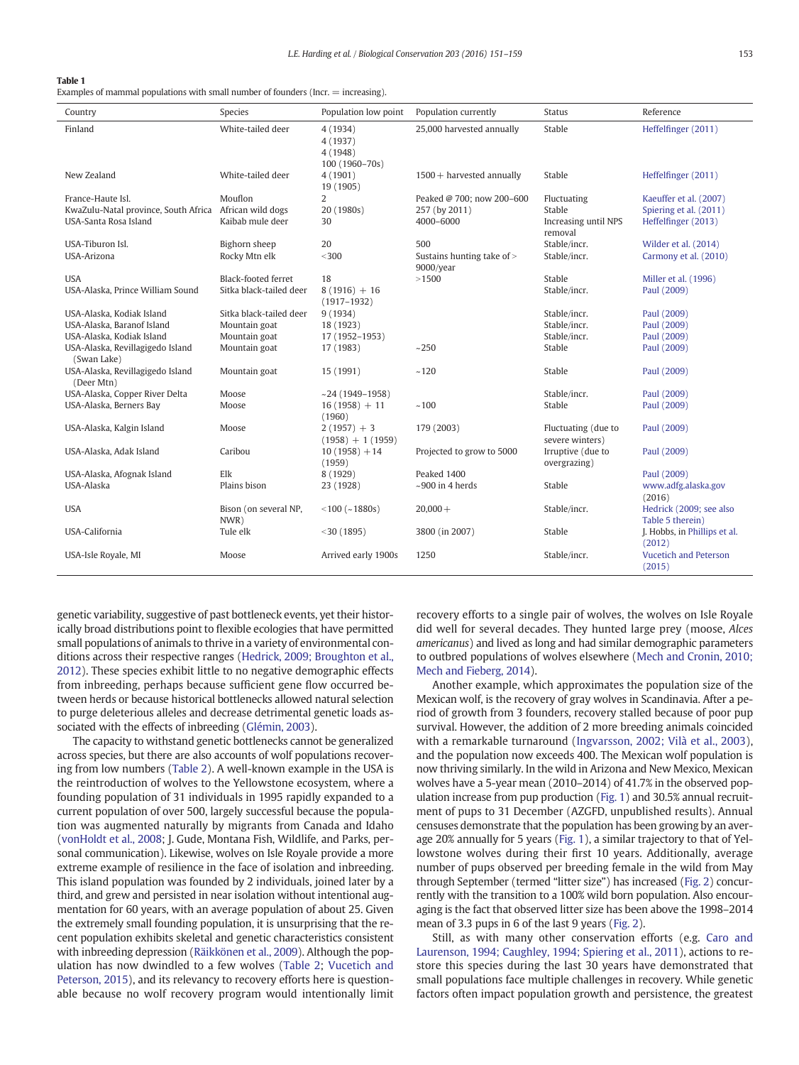**Table 1**
Examples of mammal populations with small number of founders (Incr. = increasing).

| Country | Species | Population low point | Population currently | Status | Reference |
|---|---|---|---|---|---|
| Finland | White-tailed deer | 4 (1934)<br>4 (1937)<br>4 (1948)<br>100 (1960–70s) | 25,000 harvested annually | Stable | Heffelfinger (2011) |
| New Zealand | White-tailed deer | 4 (1901)<br>19 (1905) | 1500+ harvested annually | Stable | Heffelfinger (2011) |
| France-Haute Isl. | Mouflon | 2 | Peaked @ 700; now 200–600 | Fluctuating | Kaeuffer et al. (2007) |
| KwaZulu-Natal province, South Africa | African wild dogs | 20 (1980s) | 257 (by 2011) | Stable | Spiering et al. (2011) |
| USA-Santa Rosa Island | Kaibab mule deer | 30 | 4000–6000 | Increasing until NPS removal | Heffelfinger (2013) |
| USA-Tiburon Isl. | Bighorn sheep | 20 | 500 | Stable/incr. | Wilder et al. (2014) |
| USA-Arizona | Rocky Mtn elk | <300 | Sustains hunting take of > 9000/year | Stable/incr. | Carmony et al. (2010) |
| USA | Black-footed ferret | 18 | >1500 | Stable | Miller et al. (1996) |
| USA-Alaska, Prince William Sound | Sitka black-tailed deer | 8 (1916) + 16 (1917–1932) | | Stable/incr. | Paul (2009) |
| USA-Alaska, Kodiak Island | Sitka black-tailed deer | 9 (1934) | | Stable/incr. | Paul (2009) |
| USA-Alaska, Baranof Island | Mountain goat | 18 (1923) | | Stable/incr. | Paul (2009) |
| USA-Alaska, Kodiak Island | Mountain goat | 17 (1952–1953) | | Stable/incr. | Paul (2009) |
| USA-Alaska, Revillagigedo Island (Swan Lake) | Mountain goat | 17 (1983) | ~250 | Stable | Paul (2009) |
| USA-Alaska, Revillagigedo Island (Deer Mtn) | Mountain goat | 15 (1991) | ~120 | Stable | Paul (2009) |
| USA-Alaska, Copper River Delta | Moose | ~24 (1949–1958) | | Stable/incr. | Paul (2009) |
| USA-Alaska, Berners Bay | Moose | 16 (1958) + 11 (1960) | ~100 | Stable | Paul (2009) |
| USA-Alaska, Kalgin Island | Moose | 2 (1957) + 3 (1958) + 1 (1959) | 179 (2003) | Fluctuating (due to severe winters) | Paul (2009) |
| USA-Alaska, Adak Island | Caribou | 10 (1958) +14 (1959) | Projected to grow to 5000 | Irruptive (due to overgrazing) | Paul (2009) |
| USA-Alaska, Afognak Island | Elk | 8 (1929) | Peaked 1400 | | Paul (2009) |
| USA-Alaska | Plains bison | 23 (1928) | ~900 in 4 herds | Stable | www.adfg.alaska.gov (2016) |
| USA | Bison (on several NP, NWR) | <100 (~1880s) | 20,000+ | Stable/incr. | Hedrick (2009; see also Table 5 therein) |
| USA-California | Tule elk | <30 (1895) | 3800 (in 2007) | Stable | J. Hobbs, in Phillips et al. (2012) |
| USA-Isle Royale, MI | Moose | Arrived early 1900s | 1250 | Stable/incr. | Vucetich and Peterson (2015) |

genetic variability, suggestive of past bottleneck events, yet their historically broad distributions point to flexible ecologies that have permitted small populations of animals to thrive in a variety of environmental conditions across their respective ranges (Hedrick, 2009; Broughton et al., 2012). These species exhibit little to no negative demographic effects from inbreeding, perhaps because sufficient gene flow occurred between herds or because historical bottlenecks allowed natural selection to purge deleterious alleles and decrease detrimental genetic loads associated with the effects of inbreeding (Glémin, 2003).

The capacity to withstand genetic bottlenecks cannot be generalized across species, but there are also accounts of wolf populations recovering from low numbers (Table 2). A well-known example in the USA is the reintroduction of wolves to the Yellowstone ecosystem, where a founding population of 31 individuals in 1995 rapidly expanded to a current population of over 500, largely successful because the population was augmented naturally by migrants from Canada and Idaho (vonHoldt et al., 2008; J. Gude, Montana Fish, Wildlife, and Parks, personal communication). Likewise, wolves on Isle Royale provide a more extreme example of resilience in the face of isolation and inbreeding. This island population was founded by 2 individuals, joined later by a third, and grew and persisted in near isolation without intentional augmentation for 60 years, with an average population of about 25. Given the extremely small founding population, it is unsurprising that the recent population exhibits skeletal and genetic characteristics consistent with inbreeding depression (Räikkönen et al., 2009). Although the population has now dwindled to a few wolves (Table 2; Vucetich and Peterson, 2015), and its relevancy to recovery efforts here is questionable because no wolf recovery program would intentionally limit recovery efforts to a single pair of wolves, the wolves on Isle Royale did well for several decades. They hunted large prey (moose, *Alces americanus*) and lived as long and had similar demographic parameters to outbred populations of wolves elsewhere (Mech and Cronin, 2010; Mech and Fieberg, 2014).

Another example, which approximates the population size of the Mexican wolf, is the recovery of gray wolves in Scandinavia. After a period of growth from 3 founders, recovery stalled because of poor pup survival. However, the addition of 2 more breeding animals coincided with a remarkable turnaround (Ingvarsson, 2002; Vilà et al., 2003), and the population now exceeds 400. The Mexican wolf population is now thriving similarly. In the wild in Arizona and New Mexico, Mexican wolves have a 5-year mean (2010–2014) of 41.7% in the observed population increase from pup production (Fig. 1) and 30.5% annual recruitment of pups to 31 December (AZGFD, unpublished results). Annual censuses demonstrate that the population has been growing by an average 20% annually for 5 years (Fig. 1), a similar trajectory to that of Yellowstone wolves during their first 10 years. Additionally, average number of pups observed per breeding female in the wild from May through September (termed "litter size") has increased (Fig. 2) concurrently with the transition to a 100% wild born population. Also encouraging is the fact that observed litter size has been above the 1998–2014 mean of 3.3 pups in 6 of the last 9 years (Fig. 2).

Still, as with many other conservation efforts (e.g. Caro and Laurenson, 1994; Caughley, 1994; Spiering et al., 2011), actions to restore this species during the last 30 years have demonstrated that small populations face multiple challenges in recovery. While genetic factors often impact population growth and persistence, the greatest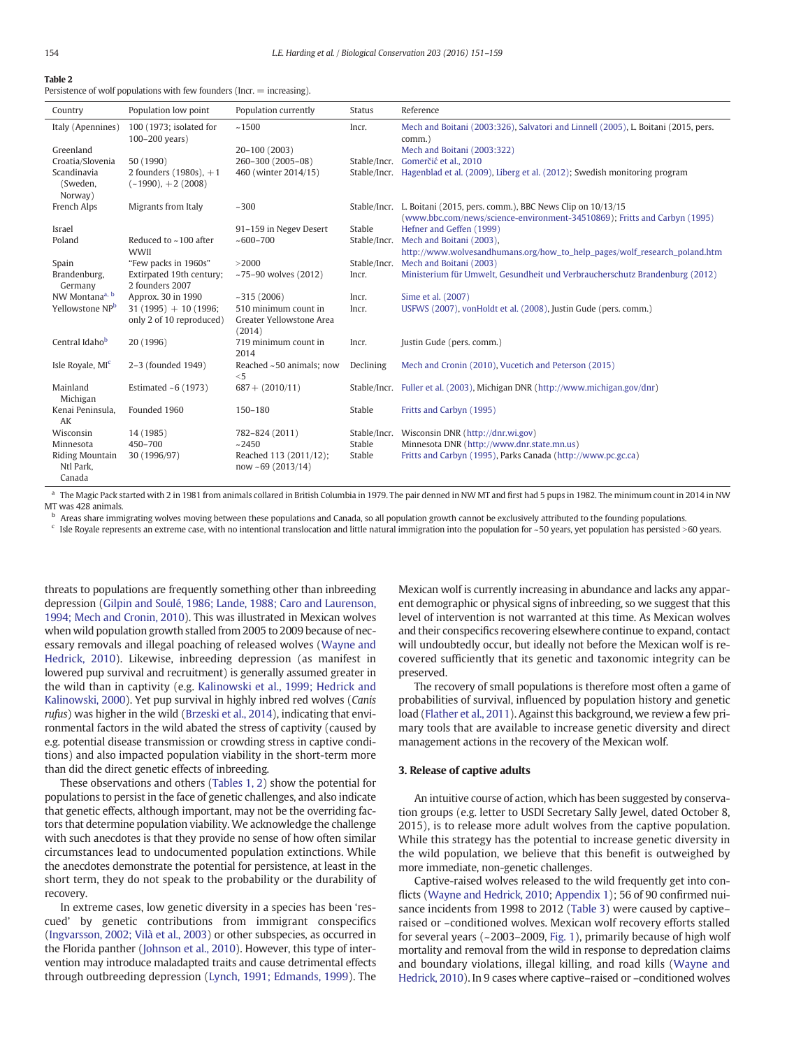**Table 2**
Persistence of wolf populations with few founders (Incr. = increasing).

| Country | Population low point | Population currently | Status | Reference |
|---|---|---|---|---|
| Italy (Apennines) | 100 (1973; isolated for 100–200 years) | ~1500 | Incr. | Mech and Boitani (2003:326), Salvatori and Linnell (2005), L. Boitani (2015, pers. comm.) |
| Greenland | | 20–100 (2003) | | Mech and Boitani (2003:322) |
| Croatia/Slovenia | 50 (1990) | 260–300 (2005–08) | Stable/Incr. | Gomerčić et al., 2010 |
| Scandinavia (Sweden, Norway) | 2 founders (1980s), +1 (~1990), +2 (2008) | 460 (winter 2014/15) | Stable/Incr. | Hagenblad et al. (2009), Liberg et al. (2012); Swedish monitoring program |
| French Alps | Migrants from Italy | ~300 | Stable/Incr. | L. Boitani (2015, pers. comm.), BBC News Clip on 10/13/15 (www.bbc.com/news/science-environment-34510869); Fritts and Carbyn (1995) |
| Israel | | 91–159 in Negev Desert | Stable | Hefner and Geffen (1999) |
| Poland | Reduced to ~100 after WWII | ~600–700 | Stable/Incr. | Mech and Boitani (2003), http://www.wolvesandhumans.org/how_to_help_pages/wolf_research_poland.htm |
| Spain | "Few packs in 1960s" | >2000 | Stable/Incr. | Mech and Boitani (2003) |
| Brandenburg, Germany | Extirpated 19th century; 2 founders 2007 | ~75–90 wolves (2012) | Incr. | Ministerium für Umwelt, Gesundheit und Verbraucherschutz Brandenburg (2012) |
| NW Montana[a, b] | Approx. 30 in 1990 | ~315 (2006) | Incr. | Sime et al. (2007) |
| Yellowstone NP[b] | 31 (1995) + 10 (1996; only 2 of 10 reproduced) | 510 minimum count in Greater Yellowstone Area (2014) | Incr. | USFWS (2007), vonHoldt et al. (2008), Justin Gude (pers. comm.) |
| Central Idaho[b] | 20 (1996) | 719 minimum count in 2014 | Incr. | Justin Gude (pers. comm.) |
| Isle Royale, MI[c] | 2–3 (founded 1949) | Reached ~50 animals; now <5 | Declining | Mech and Cronin (2010), Vucetich and Peterson (2015) |
| Mainland Michigan | Estimated ~6 (1973) | 687+ (2010/11) | Stable/Incr. | Fuller et al. (2003), Michigan DNR (http://www.michigan.gov/dnr) |
| Kenai Peninsula, AK | Founded 1960 | 150–180 | Stable | Fritts and Carbyn (1995) |
| Wisconsin | 14 (1985) | 782–824 (2011) | Stable/Incr. | Wisconsin DNR (http://dnr.wi.gov) |
| Minnesota | 450–700 | ~2450 | Stable | Minnesota DNR (http://www.dnr.state.mn.us) |
| Riding Mountain Ntl Park, Canada | 30 (1996/97) | Reached 113 (2011/12); now ~69 (2013/14) | Stable | Fritts and Carbyn (1995), Parks Canada (http://www.pc.gc.ca) |

[a] The Magic Pack started with 2 in 1981 from animals collared in British Columbia in 1979. The pair denned in NW MT and first had 5 pups in 1982. The minimum count in 2014 in NW MT was 428 animals.
[b] Areas share immigrating wolves moving between these populations and Canada, so all population growth cannot be exclusively attributed to the founding populations.
[c] Isle Royale represents an extreme case, with no intentional translocation and little natural immigration into the population for ~50 years, yet population has persisted >60 years.

threats to populations are frequently something other than inbreeding depression (Gilpin and Soulé, 1986; Lande, 1988; Caro and Laurenson, 1994; Mech and Cronin, 2010). This was illustrated in Mexican wolves when wild population growth stalled from 2005 to 2009 because of necessary removals and illegal poaching of released wolves (Wayne and Hedrick, 2010). Likewise, inbreeding depression (as manifest in lowered pup survival and recruitment) is generally assumed greater in the wild than in captivity (e.g. Kalinowski et al., 1999; Hedrick and Kalinowski, 2000). Yet pup survival in highly inbred red wolves (*Canis rufus*) was higher in the wild (Brzeski et al., 2014), indicating that environmental factors in the wild abated the stress of captivity (caused by e.g. potential disease transmission or crowding stress in captive conditions) and also impacted population viability in the short-term more than did the direct genetic effects of inbreeding.

These observations and others (Tables 1, 2) show the potential for populations to persist in the face of genetic challenges, and also indicate that genetic effects, although important, may not be the overriding factors that determine population viability. We acknowledge the challenge with such anecdotes is that they provide no sense of how often similar circumstances lead to undocumented population extinctions. While the anecdotes demonstrate the potential for persistence, at least in the short term, they do not speak to the probability or the durability of recovery.

In extreme cases, low genetic diversity in a species has been 'rescued' by genetic contributions from immigrant conspecifics (Ingvarsson, 2002; Vilà et al., 2003) or other subspecies, as occurred in the Florida panther (Johnson et al., 2010). However, this type of intervention may introduce maladapted traits and cause detrimental effects through outbreeding depression (Lynch, 1991; Edmands, 1999). The Mexican wolf is currently increasing in abundance and lacks any apparent demographic or physical signs of inbreeding, so we suggest that this level of intervention is not warranted at this time. As Mexican wolves and their conspecifics recovering elsewhere continue to expand, contact will undoubtedly occur, but ideally not before the Mexican wolf is recovered sufficiently that its genetic and taxonomic integrity can be preserved.

The recovery of small populations is therefore most often a game of probabilities of survival, influenced by population history and genetic load (Flather et al., 2011). Against this background, we review a few primary tools that are available to increase genetic diversity and direct management actions in the recovery of the Mexican wolf.

## 3. Release of captive adults

An intuitive course of action, which has been suggested by conservation groups (e.g. letter to USDI Secretary Sally Jewel, dated October 8, 2015), is to release more adult wolves from the captive population. While this strategy has the potential to increase genetic diversity in the wild population, we believe that this benefit is outweighed by more immediate, non-genetic challenges.

Captive-raised wolves released to the wild frequently get into conflicts (Wayne and Hedrick, 2010; Appendix 1); 56 of 90 confirmed nuisance incidents from 1998 to 2012 (Table 3) were caused by captive–raised or –conditioned wolves. Mexican wolf recovery efforts stalled for several years (~2003–2009, Fig. 1), primarily because of high wolf mortality and removal from the wild in response to depredation claims and boundary violations, illegal killing, and road kills (Wayne and Hedrick, 2010). In 9 cases where captive–raised or –conditioned wolves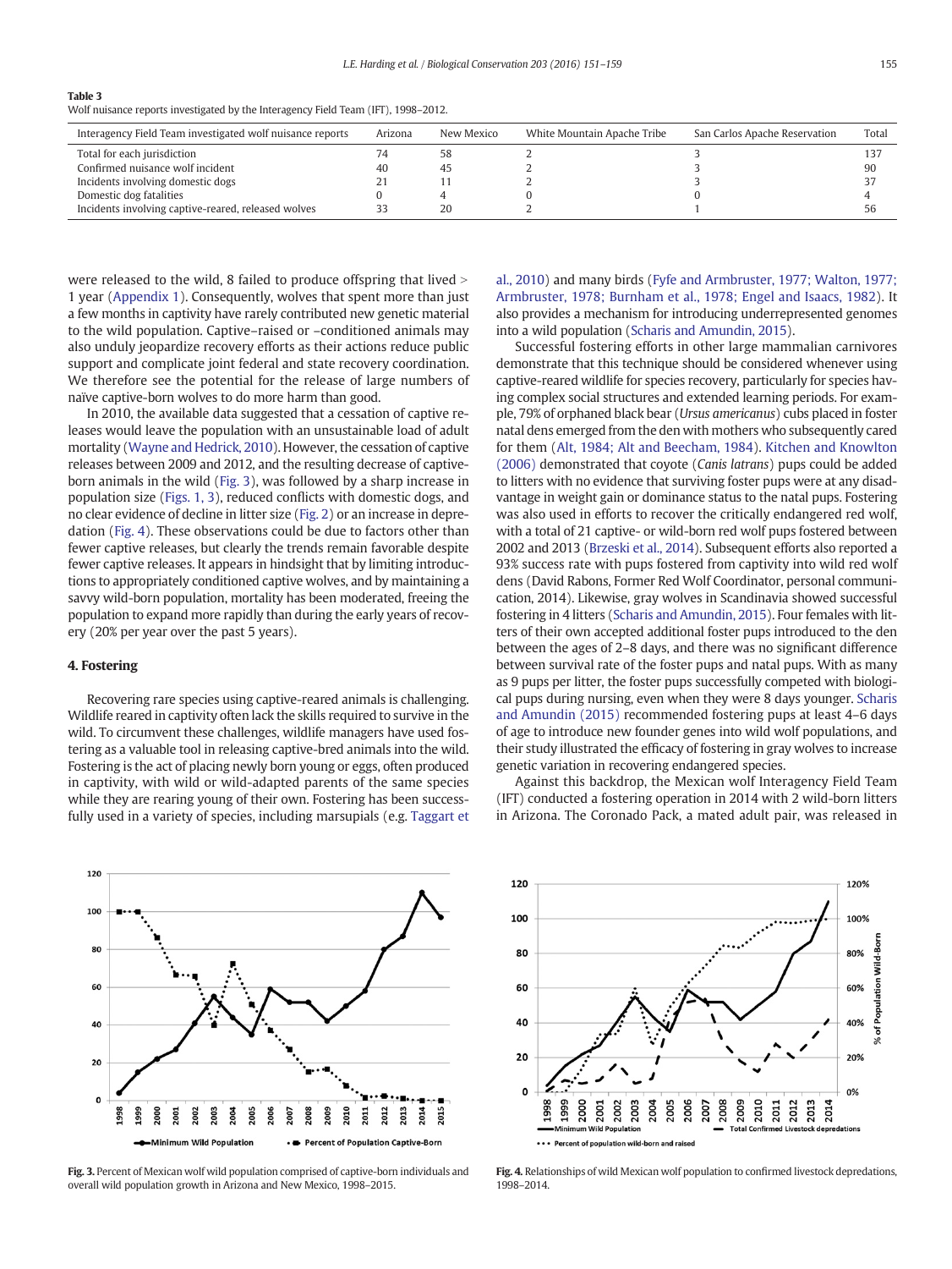Table 3
Wolf nuisance reports investigated by the Interagency Field Team (IFT), 1998–2012.

| Interagency Field Team investigated wolf nuisance reports | Arizona | New Mexico | White Mountain Apache Tribe | San Carlos Apache Reservation | Total |
|---|---|---|---|---|---|
| Total for each jurisdiction | 74 | 58 | 2 | 3 | 137 |
| Confirmed nuisance wolf incident | 40 | 45 | 2 | 3 | 90 |
| Incidents involving domestic dogs | 21 | 11 | 2 | 3 | 37 |
| Domestic dog fatalities | 0 | 4 | 0 | 0 | 4 |
| Incidents involving captive-reared, released wolves | 33 | 20 | 2 | 1 | 56 |

were released to the wild, 8 failed to produce offspring that lived > 1 year (Appendix 1). Consequently, wolves that spent more than just a few months in captivity have rarely contributed new genetic material to the wild population. Captive–raised or –conditioned animals may also unduly jeopardize recovery efforts as their actions reduce public support and complicate joint federal and state recovery coordination. We therefore see the potential for the release of large numbers of naïve captive-born wolves to do more harm than good.

In 2010, the available data suggested that a cessation of captive releases would leave the population with an unsustainable load of adult mortality (Wayne and Hedrick, 2010). However, the cessation of captive releases between 2009 and 2012, and the resulting decrease of captive-born animals in the wild (Fig. 3), was followed by a sharp increase in population size (Figs. 1, 3), reduced conflicts with domestic dogs, and no clear evidence of decline in litter size (Fig. 2) or an increase in depredation (Fig. 4). These observations could be due to factors other than fewer captive releases, but clearly the trends remain favorable despite fewer captive releases. It appears in hindsight that by limiting introductions to appropriately conditioned captive wolves, and by maintaining a savvy wild-born population, mortality has been moderated, freeing the population to expand more rapidly than during the early years of recovery (20% per year over the past 5 years).

## 4. Fostering

Recovering rare species using captive-reared animals is challenging. Wildlife reared in captivity often lack the skills required to survive in the wild. To circumvent these challenges, wildlife managers have used fostering as a valuable tool in releasing captive-bred animals into the wild. Fostering is the act of placing newly born young or eggs, often produced in captivity, with wild or wild-adapted parents of the same species while they are rearing young of their own. Fostering has been successfully used in a variety of species, including marsupials (e.g. Taggart et al., 2010) and many birds (Fyfe and Armbruster, 1977; Walton, 1977; Armbruster, 1978; Burnham et al., 1978; Engel and Isaacs, 1982). It also provides a mechanism for introducing underrepresented genomes into a wild population (Scharis and Amundin, 2015).

Successful fostering efforts in other large mammalian carnivores demonstrate that this technique should be considered whenever using captive-reared wildlife for species recovery, particularly for species having complex social structures and extended learning periods. For example, 79% of orphaned black bear (*Ursus americanus*) cubs placed in foster natal dens emerged from the den with mothers who subsequently cared for them (Alt, 1984; Alt and Beecham, 1984). Kitchen and Knowlton (2006) demonstrated that coyote (*Canis latrans*) pups could be added to litters with no evidence that surviving foster pups were at any disadvantage in weight gain or dominance status to the natal pups. Fostering was also used in efforts to recover the critically endangered red wolf, with a total of 21 captive- or wild-born red wolf pups fostered between 2002 and 2013 (Brzeski et al., 2014). Subsequent efforts also reported a 93% success rate with pups fostered from captivity into wild red wolf dens (David Rabons, Former Red Wolf Coordinator, personal communication, 2014). Likewise, gray wolves in Scandinavia showed successful fostering in 4 litters (Scharis and Amundin, 2015). Four females with litters of their own accepted additional foster pups introduced to the den between the ages of 2–8 days, and there was no significant difference between survival rate of the foster pups and natal pups. With as many as 9 pups per litter, the foster pups successfully competed with biological pups during nursing, even when they were 8 days younger. Scharis and Amundin (2015) recommended fostering pups at least 4–6 days of age to introduce new founder genes into wild wolf populations, and their study illustrated the efficacy of fostering in gray wolves to increase genetic variation in recovering endangered species.

Against this backdrop, the Mexican wolf Interagency Field Team (IFT) conducted a fostering operation in 2014 with 2 wild-born litters in Arizona. The Coronado Pack, a mated adult pair, was released in

Fig. 3. Percent of Mexican wolf wild population comprised of captive-born individuals and overall wild population growth in Arizona and New Mexico, 1998–2015.

Fig. 4. Relationships of wild Mexican wolf population to confirmed livestock depredations, 1998–2014.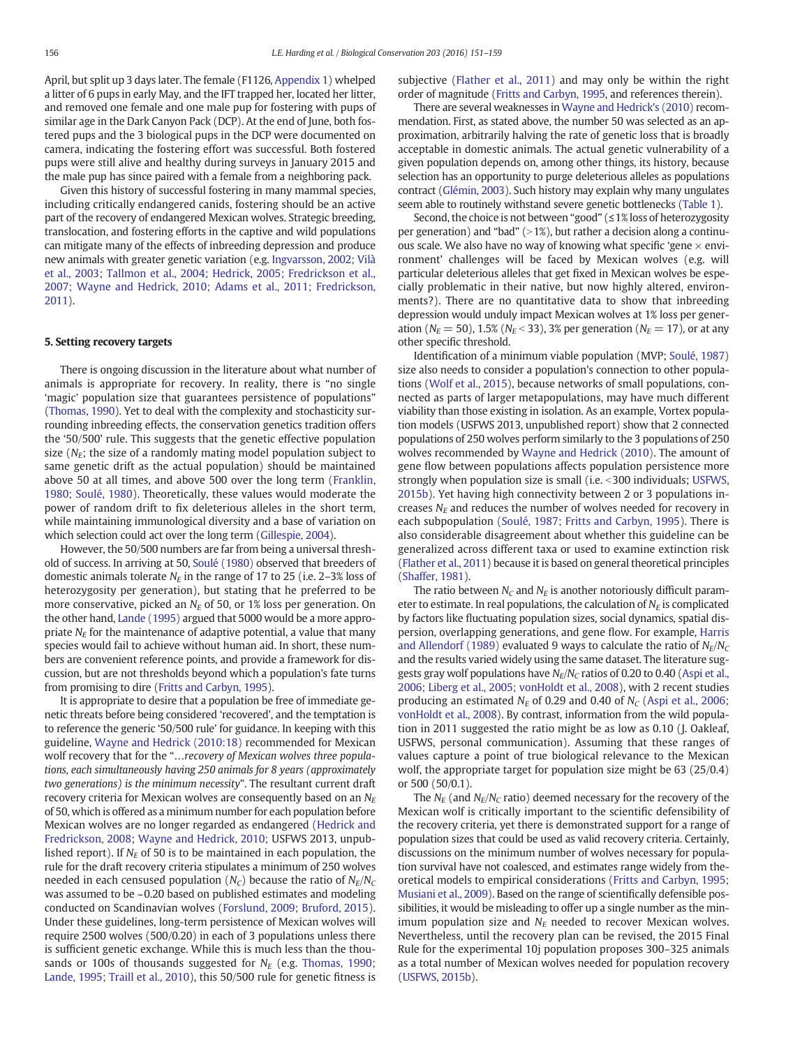April, but split up 3 days later. The female (F1126, Appendix 1) whelped a litter of 6 pups in early May, and the IFT trapped her, located her litter, and removed one female and one male pup for fostering with pups of similar age in the Dark Canyon Pack (DCP). At the end of June, both fostered pups and the 3 biological pups in the DCP were documented on camera, indicating the fostering effort was successful. Both fostered pups were still alive and healthy during surveys in January 2015 and the male pup has since paired with a female from a neighboring pack.

Given this history of successful fostering in many mammal species, including critically endangered canids, fostering should be an active part of the recovery of endangered Mexican wolves. Strategic breeding, translocation, and fostering efforts in the captive and wild populations can mitigate many of the effects of inbreeding depression and produce new animals with greater genetic variation (e.g. Ingvarsson, 2002; Vilà et al., 2003; Tallmon et al., 2004; Hedrick, 2005; Fredrickson et al., 2007; Wayne and Hedrick, 2010; Adams et al., 2011; Fredrickson, 2011).

## 5. Setting recovery targets

There is ongoing discussion in the literature about what number of animals is appropriate for recovery. In reality, there is "no single 'magic' population size that guarantees persistence of populations" (Thomas, 1990). Yet to deal with the complexity and stochasticity surrounding inbreeding effects, the conservation genetics tradition offers the '50/500' rule. This suggests that the genetic effective population size ($N_E$; the size of a randomly mating model population subject to same genetic drift as the actual population) should be maintained above 50 at all times, and above 500 over the long term (Franklin, 1980; Soulé, 1980). Theoretically, these values would moderate the power of random drift to fix deleterious alleles in the short term, while maintaining immunological diversity and a base of variation on which selection could act over the long term (Gillespie, 2004).

However, the 50/500 numbers are far from being a universal threshold of success. In arriving at 50, Soulé (1980) observed that breeders of domestic animals tolerate $N_E$ in the range of 17 to 25 (i.e. 2–3% loss of heterozygosity per generation), but stating that he preferred to be more conservative, picked an $N_E$ of 50, or 1% loss per generation. On the other hand, Lande (1995) argued that 5000 would be a more appropriate $N_E$ for the maintenance of adaptive potential, a value that many species would fail to achieve without human aid. In short, these numbers are convenient reference points, and provide a framework for discussion, but are not thresholds beyond which a population's fate turns from promising to dire (Fritts and Carbyn, 1995).

It is appropriate to desire that a population be free of immediate genetic threats before being considered 'recovered', and the temptation is to reference the generic '50/500 rule' for guidance. In keeping with this guideline, Wayne and Hedrick (2010:18) recommended for Mexican wolf recovery that for the "…*recovery of Mexican wolves three populations, each simultaneously having 250 animals for 8 years (approximately two generations) is the minimum necessity*". The resultant current draft recovery criteria for Mexican wolves are consequently based on an $N_E$ of 50, which is offered as a minimum number for each population before Mexican wolves are no longer regarded as endangered (Hedrick and Fredrickson, 2008; Wayne and Hedrick, 2010; USFWS 2013, unpublished report). If $N_E$ of 50 is to be maintained in each population, the rule for the draft recovery criteria stipulates a minimum of 250 wolves needed in each censused population ($N_C$) because the ratio of $N_E/N_C$ was assumed to be ~0.20 based on published estimates and modeling conducted on Scandinavian wolves (Forslund, 2009; Bruford, 2015). Under these guidelines, long-term persistence of Mexican wolves will require 2500 wolves (500/0.20) in each of 3 populations unless there is sufficient genetic exchange. While this is much less than the thousands or 100s of thousands suggested for $N_E$ (e.g. Thomas, 1990; Lande, 1995; Traill et al., 2010), this 50/500 rule for genetic fitness is subjective (Flather et al., 2011) and may only be within the right order of magnitude (Fritts and Carbyn, 1995, and references therein).

There are several weaknesses in Wayne and Hedrick's (2010) recommendation. First, as stated above, the number 50 was selected as an approximation, arbitrarily halving the rate of genetic loss that is broadly acceptable in domestic animals. The actual genetic vulnerability of a given population depends on, among other things, its history, because selection has an opportunity to purge deleterious alleles as populations contract (Glémin, 2003). Such history may explain why many ungulates seem able to routinely withstand severe genetic bottlenecks (Table 1).

Second, the choice is not between "good" (≤1% loss of heterozygosity per generation) and "bad" (>1%), but rather a decision along a continuous scale. We also have no way of knowing what specific 'gene × environment' challenges will be faced by Mexican wolves (e.g. will particular deleterious alleles that get fixed in Mexican wolves be especially problematic in their native, but now highly altered, environments?). There are no quantitative data to show that inbreeding depression would unduly impact Mexican wolves at 1% loss per generation ($N_E = 50$), 1.5% ($N_E < 33$), 3% per generation ($N_E = 17$), or at any other specific threshold.

Identification of a minimum viable population (MVP; Soulé, 1987) size also needs to consider a population's connection to other populations (Wolf et al., 2015), because networks of small populations, connected as parts of larger metapopulations, may have much different viability than those existing in isolation. As an example, Vortex population models (USFWS 2013, unpublished report) show that 2 connected populations of 250 wolves perform similarly to the 3 populations of 250 wolves recommended by Wayne and Hedrick (2010). The amount of gene flow between populations affects population persistence more strongly when population size is small (i.e. <300 individuals; USFWS, 2015b). Yet having high connectivity between 2 or 3 populations increases $N_E$ and reduces the number of wolves needed for recovery in each subpopulation (Soulé, 1987; Fritts and Carbyn, 1995). There is also considerable disagreement about whether this guideline can be generalized across different taxa or used to examine extinction risk (Flather et al., 2011) because it is based on general theoretical principles (Shaffer, 1981).

The ratio between $N_C$ and $N_E$ is another notoriously difficult parameter to estimate. In real populations, the calculation of $N_E$ is complicated by factors like fluctuating population sizes, social dynamics, spatial dispersion, overlapping generations, and gene flow. For example, Harris and Allendorf (1989) evaluated 9 ways to calculate the ratio of $N_E/N_C$ and the results varied widely using the same dataset. The literature suggests gray wolf populations have $N_E/N_C$ ratios of 0.20 to 0.40 (Aspi et al., 2006; Liberg et al., 2005; vonHoldt et al., 2008), with 2 recent studies producing an estimated $N_E$ of 0.29 and 0.40 of $N_C$ (Aspi et al., 2006; vonHoldt et al., 2008). By contrast, information from the wild population in 2011 suggested the ratio might be as low as 0.10 (J. Oakleaf, USFWS, personal communication). Assuming that these ranges of values capture a point of true biological relevance to the Mexican wolf, the appropriate target for population size might be 63 (25/0.4) or 500 (50/0.1).

The $N_E$ (and $N_E/N_C$ ratio) deemed necessary for the recovery of the Mexican wolf is critically important to the scientific defensibility of the recovery criteria, yet there is demonstrated support for a range of population sizes that could be used as valid recovery criteria. Certainly, discussions on the minimum number of wolves necessary for population survival have not coalesced, and estimates range widely from theoretical models to empirical considerations (Fritts and Carbyn, 1995; Musiani et al., 2009). Based on the range of scientifically defensible possibilities, it would be misleading to offer up a single number as the minimum population size and $N_E$ needed to recover Mexican wolves. Nevertheless, until the recovery plan can be revised, the 2015 Final Rule for the experimental 10j population proposes 300–325 animals as a total number of Mexican wolves needed for population recovery (USFWS, 2015b).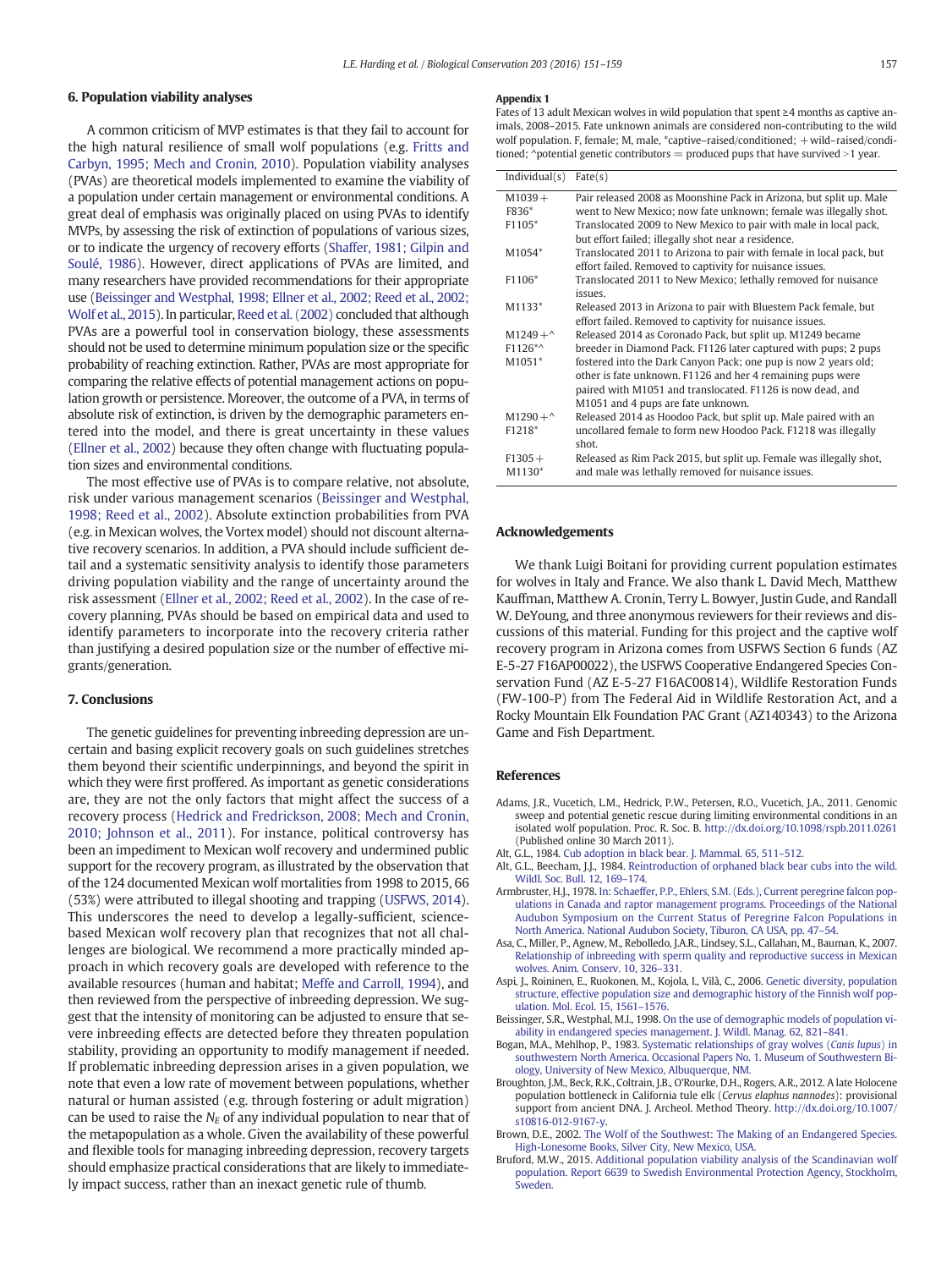## 6. Population viability analyses

A common criticism of MVP estimates is that they fail to account for the high natural resilience of small wolf populations (e.g. Fritts and Carbyn, 1995; Mech and Cronin, 2010). Population viability analyses (PVAs) are theoretical models implemented to examine the viability of a population under certain management or environmental conditions. A great deal of emphasis was originally placed on using PVAs to identify MVPs, by assessing the risk of extinction of populations of various sizes, or to indicate the urgency of recovery efforts (Shaffer, 1981; Gilpin and Soulé, 1986). However, direct applications of PVAs are limited, and many researchers have provided recommendations for their appropriate use (Beissinger and Westphal, 1998; Ellner et al., 2002; Reed et al., 2002; Wolf et al., 2015). In particular, Reed et al. (2002) concluded that although PVAs are a powerful tool in conservation biology, these assessments should not be used to determine minimum population size or the specific probability of reaching extinction. Rather, PVAs are most appropriate for comparing the relative effects of potential management actions on population growth or persistence. Moreover, the outcome of a PVA, in terms of absolute risk of extinction, is driven by the demographic parameters entered into the model, and there is great uncertainty in these values (Ellner et al., 2002) because they often change with fluctuating population sizes and environmental conditions.

The most effective use of PVAs is to compare relative, not absolute, risk under various management scenarios (Beissinger and Westphal, 1998; Reed et al., 2002). Absolute extinction probabilities from PVA (e.g. in Mexican wolves, the Vortex model) should not discount alternative recovery scenarios. In addition, a PVA should include sufficient detail and a systematic sensitivity analysis to identify those parameters driving population viability and the range of uncertainty around the risk assessment (Ellner et al., 2002; Reed et al., 2002). In the case of recovery planning, PVAs should be based on empirical data and used to identify parameters to incorporate into the recovery criteria rather than justifying a desired population size or the number of effective migrants/generation.

## 7. Conclusions

The genetic guidelines for preventing inbreeding depression are uncertain and basing explicit recovery goals on such guidelines stretches them beyond their scientific underpinnings, and beyond the spirit in which they were first proffered. As important as genetic considerations are, they are not the only factors that might affect the success of a recovery process (Hedrick and Fredrickson, 2008; Mech and Cronin, 2010; Johnson et al., 2011). For instance, political controversy has been an impediment to Mexican wolf recovery and undermined public support for the recovery program, as illustrated by the observation that of the 124 documented Mexican wolf mortalities from 1998 to 2015, 66 (53%) were attributed to illegal shooting and trapping (USFWS, 2014). This underscores the need to develop a legally-sufficient, science-based Mexican wolf recovery plan that recognizes that not all challenges are biological. We recommend a more practically minded approach in which recovery goals are developed with reference to the available resources (human and habitat; Meffe and Carroll, 1994), and then reviewed from the perspective of inbreeding depression. We suggest that the intensity of monitoring can be adjusted to ensure that severe inbreeding effects are detected before they threaten population stability, providing an opportunity to modify management if needed. If problematic inbreeding depression arises in a given population, we note that even a low rate of movement between populations, whether natural or human assisted (e.g. through fostering or adult migration) can be used to raise the $N_E$ of any individual population to near that of the metapopulation as a whole. Given the availability of these powerful and flexible tools for managing inbreeding depression, recovery targets should emphasize practical considerations that are likely to immediately impact success, rather than an inexact genetic rule of thumb.

### Appendix 1

Fates of 13 adult Mexican wolves in wild population that spent ≥4 months as captive animals, 2008–2015. Fate unknown animals are considered non-contributing to the wild wolf population. F, female; M, male, *captive–raised/conditioned; + wild–raised/conditioned; ^potential genetic contributors = produced pups that have survived >1 year.

| Individual(s) | Fate(s) |
|---|---|
| M1039+ F836* | Pair released 2008 as Moonshine Pack in Arizona, but split up. Male went to New Mexico; now fate unknown; female was illegally shot. |
| F1105* | Translocated 2009 to New Mexico to pair with male in local pack, but effort failed; illegally shot near a residence. |
| M1054* | Translocated 2011 to Arizona to pair with female in local pack, but effort failed. Removed to captivity for nuisance issues. |
| F1106* | Translocated 2011 to New Mexico; lethally removed for nuisance issues. |
| M1133* | Released 2013 in Arizona to pair with Bluestem Pack female, but effort failed. Removed to captivity for nuisance issues. |
| M1249+^ F1126*^ M1051* | Released 2014 as Coronado Pack, but split up. M1249 became breeder in Diamond Pack. F1126 later captured with pups; 2 pups fostered into the Dark Canyon Pack; one pup is now 2 years old; other is fate unknown. F1126 and her 4 remaining pups were paired with M1051 and translocated. F1126 is now dead, and M1051 and 4 pups are fate unknown. |
| M1290+^ F1218* | Released 2014 as Hoodoo Pack, but split up. Male paired with an uncollared female to form new Hoodoo Pack. F1218 was illegally shot. |
| F1305+ M1130* | Released as Rim Pack 2015, but split up. Female was illegally shot, and male was lethally removed for nuisance issues. |

## Acknowledgements

We thank Luigi Boitani for providing current population estimates for wolves in Italy and France. We also thank L. David Mech, Matthew Kauffman, Matthew A. Cronin, Terry L. Bowyer, Justin Gude, and Randall W. DeYoung, and three anonymous reviewers for their reviews and discussions of this material. Funding for this project and the captive wolf recovery program in Arizona comes from USFWS Section 6 funds (AZ E-5-27 F16AP00022), the USFWS Cooperative Endangered Species Conservation Fund (AZ E-5-27 F16AC00814), Wildlife Restoration Funds (FW-100-P) from The Federal Aid in Wildlife Restoration Act, and a Rocky Mountain Elk Foundation PAC Grant (AZ140343) to the Arizona Game and Fish Department.

## References

- Adams, J.R., Vucetich, L.M., Hedrick, P.W., Petersen, R.O., Vucetich, J.A., 2011. Genomic sweep and potential genetic rescue during limiting environmental conditions in an isolated wolf population. Proc. R. Soc. B. http://dx.doi.org/10.1098/rspb.2011.0261 (Published online 30 March 2011).
- Alt, G.L., 1984. Cub adoption in black bear. J. Mammal. 65, 511–512.
- Alt, G.L., Beecham, J.J., 1984. Reintroduction of orphaned black bear cubs into the wild. Wildl. Soc. Bull. 12, 169–174.
- Armbruster, H.J., 1978. In: Schaeffer, P.P., Ehlers, S.M. (Eds.), Current peregrine falcon populations in Canada and raptor management programs. Proceedings of the National Audubon Symposium on the Current Status of Peregrine Falcon Populations in North America. National Audubon Society, Tiburon, CA USA, pp. 47–54.
- Asa, C., Miller, P., Agnew, M., Rebolledo, J.A.R., Lindsey, S.L., Callahan, M., Bauman, K., 2007. Relationship of inbreeding with sperm quality and reproductive success in Mexican wolves. Anim. Conserv. 10, 326–331.
- Aspi, J., Roininen, E., Ruokonen, M., Kojola, I., Vilà, C., 2006. Genetic diversity, population structure, effective population size and demographic history of the Finnish wolf population. Mol. Ecol. 15, 1561–1576.
- Beissinger, S.R., Westphal, M.I., 1998. On the use of demographic models of population viability in endangered species management. J. Wildl. Manag. 62, 821–841.
- Bogan, M.A., Mehlhop, P., 1983. Systematic relationships of gray wolves (*Canis lupus*) in southwestern North America. Occasional Papers No. 1. Museum of Southwestern Biology, University of New Mexico, Albuquerque, NM.
- Broughton, J.M., Beck, R.K., Coltrain, J.B., O'Rourke, D.H., Rogers, A.R., 2012. A late Holocene population bottleneck in California tule elk (*Cervus elaphus nannodes*): provisional support from ancient DNA. J. Archeol. Method Theory. http://dx.doi.org/10.1007/s10816-012-9167-y.
- Brown, D.E., 2002. The Wolf of the Southwest: The Making of an Endangered Species. High-Lonesome Books, Silver City, New Mexico, USA.
- Bruford, M.W., 2015. Additional population viability analysis of the Scandinavian wolf population. Report 6639 to Swedish Environmental Protection Agency, Stockholm, Sweden.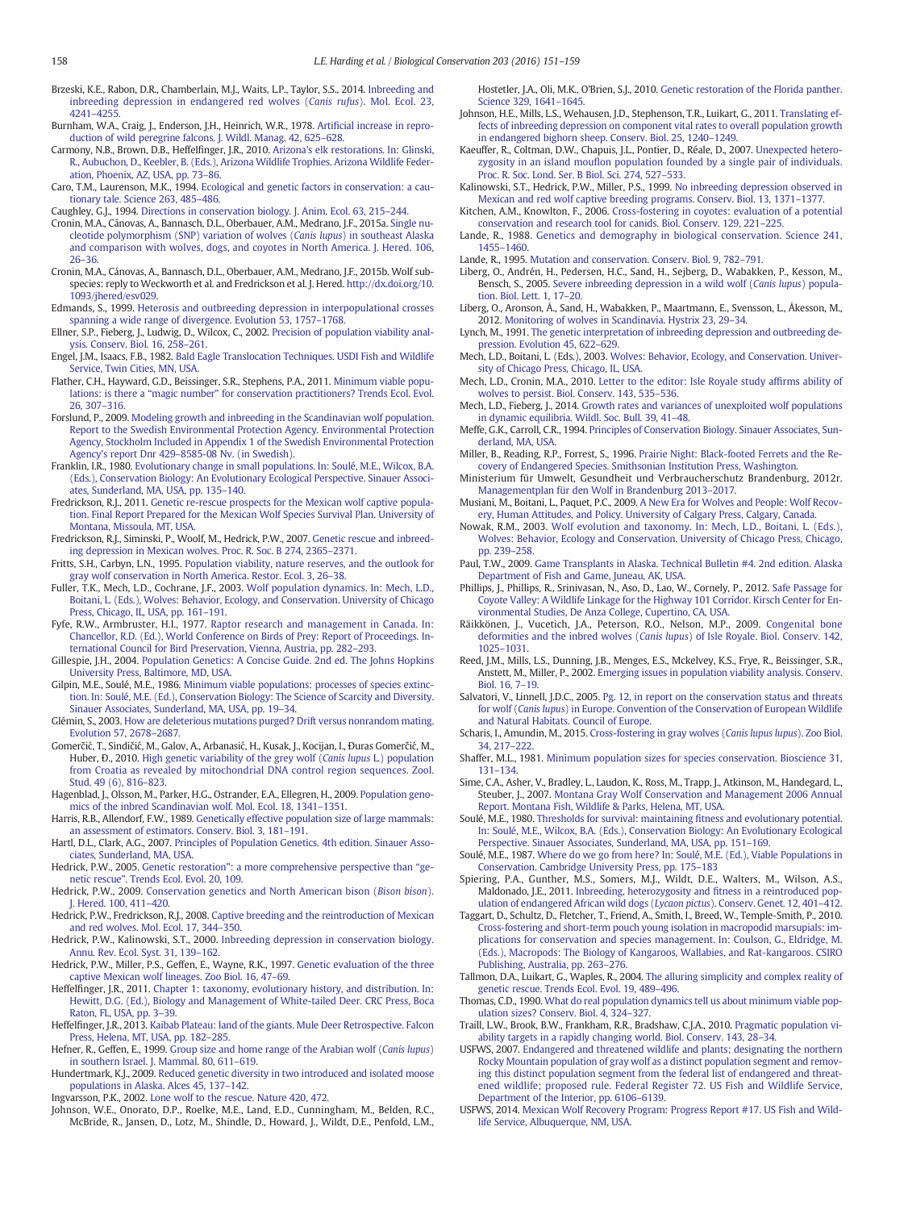Brzeski, K.E., Rabon, D.R., Chamberlain, M.J., Waits, L.P., Taylor, S.S., 2014. Inbreeding and inbreeding depression in endangered red wolves (*Canis rufus*). Mol. Ecol. 23, 4241–4255.

Burnham, W.A., Craig, J., Enderson, J.H., Heinrich, W.R., 1978. Artificial increase in reproduction of wild peregrine falcons. J. Wildl. Manag. 42, 625–628.

Carmony, N.B., Brown, D.B., Heffelfinger, J.R., 2010. Arizona's elk restorations. In: Glinski, R., Aubuchon, D., Keebler, B. (Eds.), Arizona Wildlife Trophies. Arizona Wildlife Federation, Phoenix, AZ, USA, pp. 73–86.

Caro, T.M., Laurenson, M.K., 1994. Ecological and genetic factors in conservation: a cautionary tale. Science 263, 485–486.

Caughley, G.J., 1994. Directions in conservation biology. J. Anim. Ecol. 63, 215–244.

Cronin, M.A., Cánovas, A., Bannasch, D.L., Oberbauer, A.M., Medrano, J.F., 2015a. Single nucleotide polymorphism (SNP) variation of wolves (*Canis lupus*) in southeast Alaska and comparison with wolves, dogs, and coyotes in North America. J. Hered. 106, 26–36.

Cronin, M.A., Cánovas, A., Bannasch, D.L., Oberbauer, A.M., Medrano, J.F., 2015b. Wolf subspecies: reply to Weckworth et al. and Fredrickson et al. J. Hered. http://dx.doi.org/10.1093/jhered/esv029.

Edmands, S., 1999. Heterosis and outbreeding depression in interpopulational crosses spanning a wide range of divergence. Evolution 53, 1757–1768.

Ellner, S.P., Fieberg, J., Ludwig, D., Wilcox, C., 2002. Precision of population viability analysis. Conserv. Biol. 16, 258–261.

Engel, J.M., Isaacs, F.B., 1982. Bald Eagle Translocation Techniques. USDI Fish and Wildlife Service, Twin Cities, MN, USA.

Flather, C.H., Hayward, G.D., Beissinger, S.R., Stephens, P.A., 2011. Minimum viable populations: is there a "magic number" for conservation practitioners? Trends Ecol. Evol. 26, 307–316.

Forslund, P., 2009. Modeling growth and inbreeding in the Scandinavian wolf population. Report to the Swedish Environmental Protection Agency. Environmental Protection Agency, Stockholm Included in Appendix 1 of the Swedish Environmental Protection Agency's report Dnr 429–8585-08 Nv. (in Swedish).

Franklin, I.R., 1980. Evolutionary change in small populations. In: Soulé, M.E., Wilcox, B.A. (Eds.), Conservation Biology: An Evolutionary Ecological Perspective. Sinauer Associates, Sunderland, MA, USA, pp. 135–140.

Fredrickson, R.J., 2011. Genetic re-rescue prospects for the Mexican wolf captive population. Final Report Prepared for the Mexican Wolf Species Survival Plan. University of Montana, Missoula, MT, USA.

Fredrickson, R.J., Siminski, P., Woolf, M., Hedrick, P.W., 2007. Genetic rescue and inbreeding depression in Mexican wolves. Proc. R. Soc. B 274, 2365–2371.

Fritts, S.H., Carbyn, L.N., 1995. Population viability, nature reserves, and the outlook for gray wolf conservation in North America. Restor. Ecol. 3, 26–38.

Fuller, T.K., Mech, L.D., Cochrane, J.F., 2003. Wolf population dynamics. In: Mech, L.D., Boitani, L. (Eds.), Wolves: Behavior, Ecology, and Conservation. University of Chicago Press, Chicago, IL, USA, pp. 161–191.

Fyfe, R.W., Armbruster, H.I., 1977. Raptor research and management in Canada. In: Chancellor, R.D. (Ed.), World Conference on Birds of Prey: Report of Proceedings. International Council for Bird Preservation, Vienna, Austria, pp. 282–293.

Gillespie, J.H., 2004. Population Genetics: A Concise Guide. 2nd ed. The Johns Hopkins University Press, Baltimore, MD, USA.

Gilpin, M.E., Soulé, M.E., 1986. Minimum viable populations: processes of species extinction. In: Soulé, M.E. (Ed.), Conservation Biology: The Science of Scarcity and Diversity. Sinauer Associates, Sunderland, MA, USA, pp. 19–34.

Glémin, S., 2003. How are deleterious mutations purged? Drift versus nonrandom mating. Evolution 57, 2678–2687.

Gomerčić, T., Sindičić, M., Galov, A., Arbanasić, H., Kusak, J., Kocijan, I., Đuras Gomerčić, M., Huber, Đ., 2010. High genetic variability of the grey wolf (*Canis lupus* L.) population from Croatia as revealed by mitochondrial DNA control region sequences. Zool. Stud. 49 (6), 816–823.

Hagenblad, J., Olsson, M., Parker, H.G., Ostrander, E.A., Ellegren, H., 2009. Population genomics of the inbred Scandinavian wolf. Mol. Ecol. 18, 1341–1351.

Harris, R.B., Allendorf, F.W., 1989. Genetically effective population size of large mammals: an assessment of estimators. Conserv. Biol. 3, 181–191.

Hartl, D.L., Clark, A.G., 2007. Principles of Population Genetics. 4th edition. Sinauer Associates, Sunderland, MA, USA.

Hedrick, P.W., 2005. Genetic restoration": a more comprehensive perspective than "genetic rescue". Trends Ecol. Evol. 20, 109.

Hedrick, P.W., 2009. Conservation genetics and North American bison (*Bison bison*). J. Hered. 100, 411–420.

Hedrick, P.W., Fredrickson, R.J., 2008. Captive breeding and the reintroduction of Mexican and red wolves. Mol. Ecol. 17, 344–350.

Hedrick, P.W., Kalinowski, S.T., 2000. Inbreeding depression in conservation biology. Annu. Rev. Ecol. Syst. 31, 139–162.

Hedrick, P.W., Miller, P.S., Geffen, E., Wayne, R.K., 1997. Genetic evaluation of the three captive Mexican wolf lineages. Zoo Biol. 16, 47–69.

Heffelfinger, J.R., 2011. Chapter 1: taxonomy, evolutionary history, and distribution. In: Hewitt, D.G. (Ed.), Biology and Management of White-tailed Deer. CRC Press, Boca Raton, FL, USA, pp. 3–39.

Heffelfinger, J.R., 2013. Kaibab Plateau: land of the giants. Mule Deer Retrospective. Falcon Press, Helena, MT, USA, pp. 182–285.

Hefner, R., Geffen, E., 1999. Group size and home range of the Arabian wolf (*Canis lupus*) in southern Israel. J. Mammal. 80, 611–619.

Hundertmark, K.J., 2009. Reduced genetic diversity in two introduced and isolated moose populations in Alaska. Alces 45, 137–142.

Ingvarsson, P.K., 2002. Lone wolf to the rescue. Nature 420, 472.

Johnson, W.E., Onorato, D.P., Roelke, M.E., Land, E.D., Cunningham, M., Belden, R.C., McBride, R., Jansen, D., Lotz, M., Shindle, D., Howard, J., Wildt, D.E., Penfold, L.M., Hostetler, J.A., Oli, M.K., O'Brien, S.J., 2010. Genetic restoration of the Florida panther. Science 329, 1641–1645.

Johnson, H.E., Mills, L.S., Wehausen, J.D., Stephenson, T.R., Luikart, G., 2011. Translating effects of inbreeding depression on component vital rates to overall population growth in endangered bighorn sheep. Conserv. Biol. 25, 1240–1249.

Kaeuffer, R., Coltman, D.W., Chapuis, J.L., Pontier, D., Réale, D., 2007. Unexpected heterozygosity in an island mouflon population founded by a single pair of individuals. Proc. R. Soc. Lond. Ser. B Biol. Sci. 274, 527–533.

Kalinowski, S.T., Hedrick, P.W., Miller, P.S., 1999. No inbreeding depression observed in Mexican and red wolf captive breeding programs. Conserv. Biol. 13, 1371–1377.

Kitchen, A.M., Knowlton, F., 2006. Cross-fostering in coyotes: evaluation of a potential conservation and research tool for canids. Biol. Conserv. 129, 221–225.

Lande, R., 1988. Genetics and demography in biological conservation. Science 241, 1455–1460.

Lande, R., 1995. Mutation and conservation. Conserv. Biol. 9, 782–791.

Liberg, O., Andrén, H., Pedersen, H.C., Sand, H., Sejberg, D., Wabakken, P., Kesson, M., Bensch, S., 2005. Severe inbreeding depression in a wild wolf (*Canis lupus*) population. Biol. Lett. 1, 17–20.

Liberg, O., Aronson, Å., Sand, H., Wabakken, P., Maartmann, E., Svensson, L., Åkesson, M., 2012. Monitoring of wolves in Scandinavia. Hystrix 23, 29–34.

Lynch, M., 1991. The genetic interpretation of inbreeding depression and outbreeding depression. Evolution 45, 622–629.

Mech, L.D., Boitani, L. (Eds.), 2003. Wolves: Behavior, Ecology, and Conservation. University of Chicago Press, Chicago, IL, USA.

Mech, L.D., Cronin, M.A., 2010. Letter to the editor: Isle Royale study affirms ability of wolves to persist. Biol. Conserv. 143, 535–536.

Mech, L.D., Fieberg, J., 2014. Growth rates and variances of unexploited wolf populations in dynamic equilibria. Wildl. Soc. Bull. 39, 41–48.

Meffe, G.K., Carroll, C.R., 1994. Principles of Conservation Biology. Sinauer Associates, Sunderland, MA, USA.

Miller, B., Reading, R.P., Forrest, S., 1996. Prairie Night: Black-footed Ferrets and the Recovery of Endangered Species. Smithsonian Institution Press, Washington.

Ministerium für Umwelt, Gesundheit und Verbraucherschutz Brandenburg, 2012r. Managementplan für den Wolf in Brandenburg 2013–2017.

Musiani, M., Boitani, L., Paquet, P.C., 2009. A New Era for Wolves and People: Wolf Recovery, Human Attitudes, and Policy. University of Calgary Press, Calgary, Canada.

Nowak, R.M., 2003. Wolf evolution and taxonomy. In: Mech, L.D., Boitani, L. (Eds.), Wolves: Behavior, Ecology and Conservation. University of Chicago Press, Chicago, pp. 239–258.

Paul, T.W., 2009. Game Transplants in Alaska. Technical Bulletin #4. 2nd edition. Alaska Department of Fish and Game, Juneau, AK, USA.

Phillips, J., Phillips, R., Srinivasan, N., Aso, D., Lao, W., Cornely, P., 2012. Safe Passage for Coyote Valley: A Wildlife Linkage for the Highway 101 Corridor. Kirsch Center for Environmental Studies, De Anza College, Cupertino, CA, USA.

Räikkönen, J., Vucetich, J.A., Peterson, R.O., Nelson, M.P., 2009. Congenital bone deformities and the inbred wolves (*Canis lupus*) of Isle Royale. Biol. Conserv. 142, 1025–1031.

Reed, J.M., Mills, L.S., Dunning, J.B., Menges, E.S., Mckelvey, K.S., Frye, R., Beissinger, S.R., Anstett, M., Miller, P., 2002. Emerging issues in population viability analysis. Conserv. Biol. 16, 7–19.

Salvatori, V., Linnell, J.D.C., 2005. Pg. 12, in report on the conservation status and threats for wolf (*Canis lupus*) in Europe. Convention of the Conservation of European Wildlife and Natural Habitats. Council of Europe.

Scharis, I., Amundin, M., 2015. Cross-fostering in gray wolves (*Canis lupus lupus*). Zoo Biol. 34, 217–222.

Shaffer, M.L., 1981. Minimum population sizes for species conservation. Bioscience 31, 131–134.

Sime, C.A., Asher, V., Bradley, L., Laudon, K., Ross, M., Trapp, J., Atkinson, M., Handegard, L., Steuber, J., 2007. Montana Gray Wolf Conservation and Management 2006 Annual Report. Montana Fish, Wildlife & Parks, Helena, MT, USA.

Soulé, M.E., 1980. Thresholds for survival: maintaining fitness and evolutionary potential. In: Soulé, M.E., Wilcox, B.A. (Eds.), Conservation Biology: An Evolutionary Ecological Perspective. Sinauer Associates, Sunderland, MA, USA, pp. 151–169.

Soulé, M.E., 1987. Where do we go from here? In: Soulé, M.E. (Ed.), Viable Populations in Conservation. Cambridge University Press, pp. 175–183

Spiering, P.A., Gunther, M.S., Somers, M.J., Wildt, D.E., Walters, M., Wilson, A.S., Maldonado, J.E., 2011. Inbreeding, heterozygosity and fitness in a reintroduced population of endangered African wild dogs (*Lycaon pictus*). Conserv. Genet. 12, 401–412.

Taggart, D., Schultz, D., Fletcher, T., Friend, A., Smith, I., Breed, W., Temple-Smith, P., 2010. Cross-fostering and short-term pouch young isolation in macropodid marsupials: implications for conservation and species management. In: Coulson, G., Eldridge, M. (Eds.), Macropods: The Biology of Kangaroos, Wallabies, and Rat-kangaroos. CSIRO Publishing, Australia, pp. 263–276.

Tallmon, D.A., Luikart, G., Waples, R., 2004. The alluring simplicity and complex reality of genetic rescue. Trends Ecol. Evol. 19, 489–496.

Thomas, C.D., 1990. What do real population dynamics tell us about minimum viable population sizes? Conserv. Biol. 4, 324–327.

Traill, L.W., Brook, B.W., Frankham, R.R., Bradshaw, C.J.A., 2010. Pragmatic population viability targets in a rapidly changing world. Biol. Conserv. 143, 28–34.

USFWS, 2007. Endangered and threatened wildlife and plants; designating the northern Rocky Mountain population of gray wolf as a distinct population segment and removing this distinct population segment from the federal list of endangered and threatened wildlife; proposed rule. Federal Register 72. US Fish and Wildlife Service, Department of the Interior, pp. 6106–6139.

USFWS, 2014. Mexican Wolf Recovery Program: Progress Report #17. US Fish and Wildlife Service, Albuquerque, NM, USA.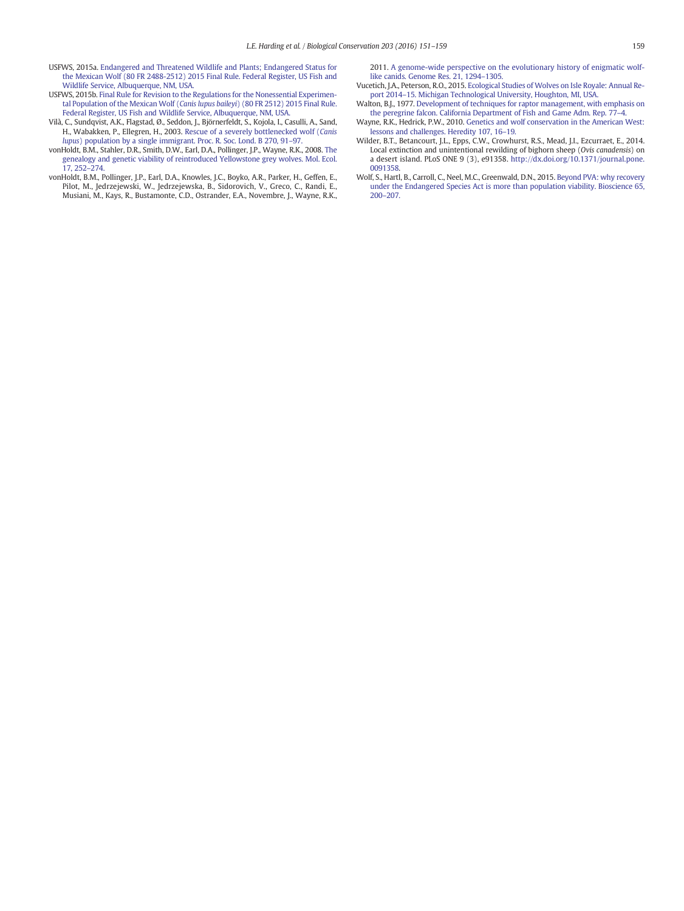USFWS, 2015a. Endangered and Threatened Wildlife and Plants; Endangered Status for the Mexican Wolf (80 FR 2488-2512) 2015 Final Rule. Federal Register, US Fish and Wildlife Service, Albuquerque, NM, USA.

USFWS, 2015b. Final Rule for Revision to the Regulations for the Nonessential Experimental Population of the Mexican Wolf (*Canis lupus baileyi*) (80 FR 2512) 2015 Final Rule. Federal Register, US Fish and Wildlife Service, Albuquerque, NM, USA.

Vilà, C., Sundqvist, A.K., Flagstad, Ø., Seddon, J., Björnerfeldt, S., Kojola, I., Casulli, A., Sand, H., Wabakken, P., Ellegren, H., 2003. Rescue of a severely bottlenecked wolf (*Canis lupus*) population by a single immigrant. Proc. R. Soc. Lond. B 270, 91–97.

vonHoldt, B.M., Stahler, D.R., Smith, D.W., Earl, D.A., Pollinger, J.P., Wayne, R.K., 2008. The genealogy and genetic viability of reintroduced Yellowstone grey wolves. Mol. Ecol. 17, 252–274.

vonHoldt, B.M., Pollinger, J.P., Earl, D.A., Knowles, J.C., Boyko, A.R., Parker, H., Geffen, E., Pilot, M., Jedrzejewski, W., Jedrzejewska, B., Sidorovich, V., Greco, C., Randi, E., Musiani, M., Kays, R., Bustamonte, C.D., Ostrander, E.A., Novembre, J., Wayne, R.K., 2011. A genome-wide perspective on the evolutionary history of enigmatic wolf-like canids. Genome Res. 21, 1294–1305.

Vucetich, J.A., Peterson, R.O., 2015. Ecological Studies of Wolves on Isle Royale: Annual Report 2014–15. Michigan Technological University, Houghton, MI, USA.

Walton, B.J., 1977. Development of techniques for raptor management, with emphasis on the peregrine falcon. California Department of Fish and Game Adm. Rep. 77–4.

Wayne, R.K., Hedrick, P.W., 2010. Genetics and wolf conservation in the American West: lessons and challenges. Heredity 107, 16–19.

Wilder, B.T., Betancourt, J.L., Epps, C.W., Crowhurst, R.S., Mead, J.I., Ezcurraet, E., 2014. Local extinction and unintentional rewilding of bighorn sheep (*Ovis canadensis*) on a desert island. PLoS ONE 9 (3), e91358. http://dx.doi.org/10.1371/journal.pone.0091358.

Wolf, S., Hartl, B., Carroll, C., Neel, M.C., Greenwald, D.N., 2015. Beyond PVA: why recovery under the Endangered Species Act is more than population viability. Bioscience 65, 200–207.